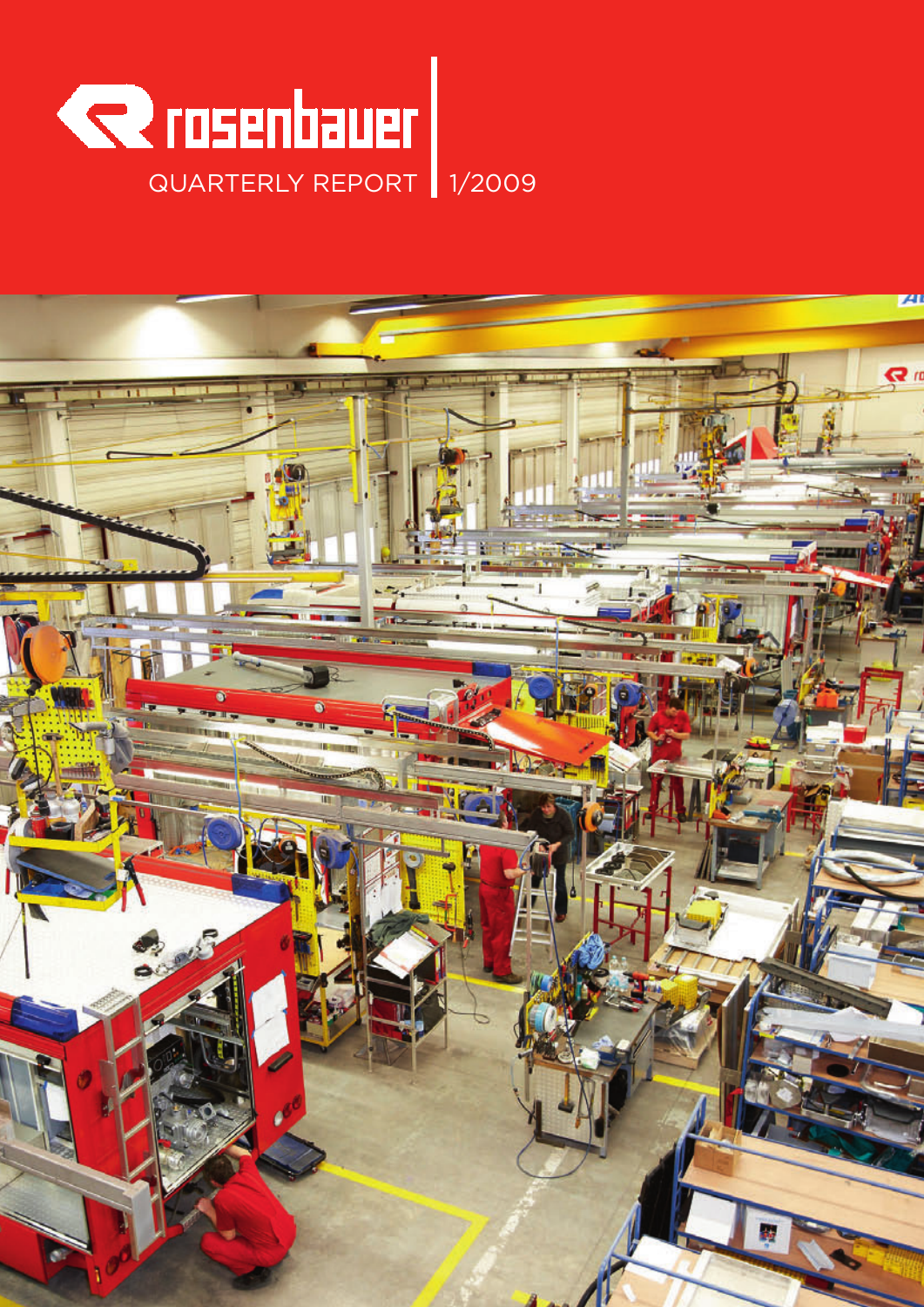# rosenbauer

QUARTERLY REPORT 1/2009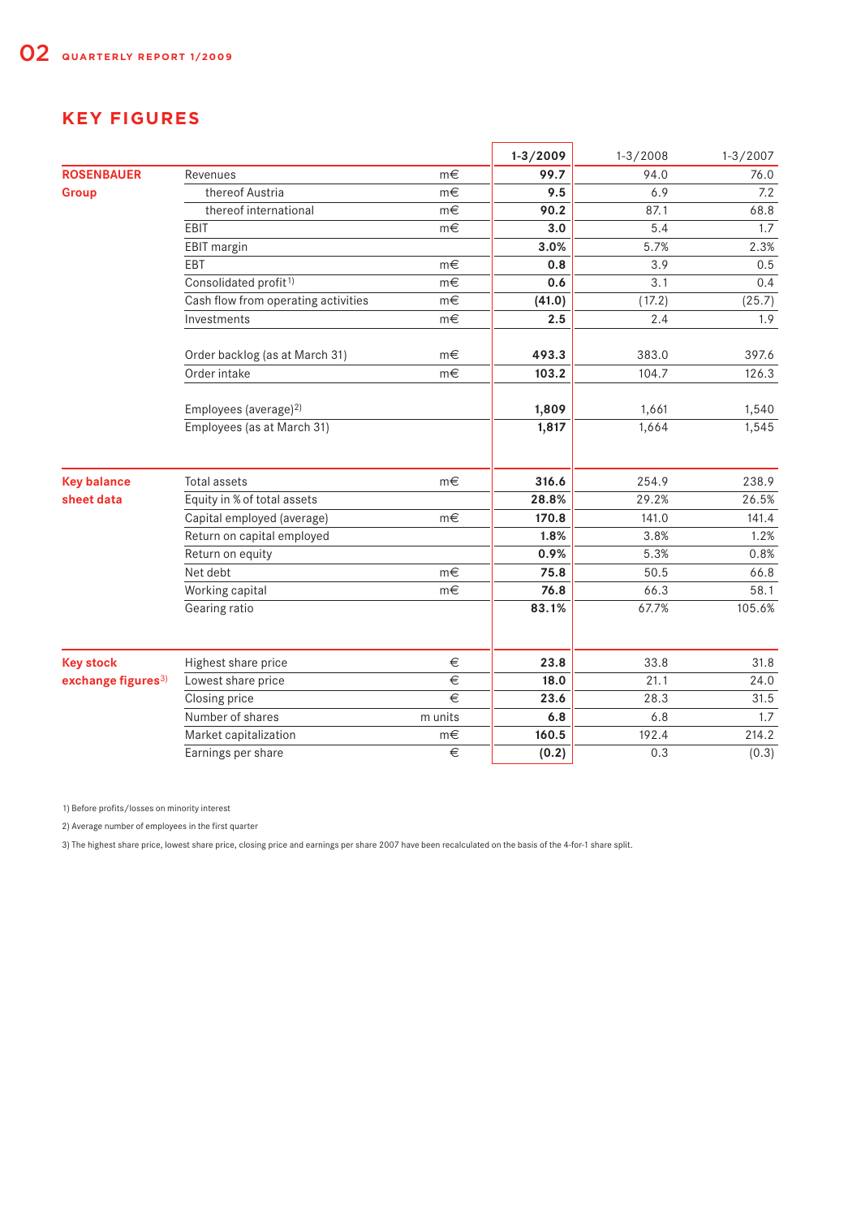## KEY FIGURES

| | | | 1-3/2009 | 1-3/2008 | 1-3/2007 |
|---|---|---|---|---|---|
| **ROSENBAUER Group** | Revenues | m€ | **99.7** | 94.0 | 76.0 |
| | thereof Austria | m€ | **9.5** | 6.9 | 7.2 |
| | thereof international | m€ | **90.2** | 87.1 | 68.8 |
| | EBIT | m€ | **3.0** | 5.4 | 1.7 |
| | EBIT margin | | **3.0%** | 5.7% | 2.3% |
| | EBT | m€ | **0.8** | 3.9 | 0.5 |
| | Consolidated profit[1] | m€ | **0.6** | 3.1 | 0.4 |
| | Cash flow from operating activities | m€ | **(41.0)** | (17.2) | (25.7) |
| | Investments | m€ | **2.5** | 2.4 | 1.9 |
| | Order backlog (as at March 31) | m€ | **493.3** | 383.0 | 397.6 |
| | Order intake | m€ | **103.2** | 104.7 | 126.3 |
| | Employees (average)[2] | | **1,809** | 1,661 | 1,540 |
| | Employees (as at March 31) | | **1,817** | 1,664 | 1,545 |
| **Key balance sheet data** | Total assets | m€ | **316.6** | 254.9 | 238.9 |
| | Equity in % of total assets | | **28.8%** | 29.2% | 26.5% |
| | Capital employed (average) | m€ | **170.8** | 141.0 | 141.4 |
| | Return on capital employed | | **1.8%** | 3.8% | 1.2% |
| | Return on equity | | **0.9%** | 5.3% | 0.8% |
| | Net debt | m€ | **75.8** | 50.5 | 66.8 |
| | Working capital | m€ | **76.8** | 66.3 | 58.1 |
| | Gearing ratio | | **83.1%** | 67.7% | 105.6% |
| **Key stock exchange figures[3]** | Highest share price | € | **23.8** | 33.8 | 31.8 |
| | Lowest share price | € | **18.0** | 21.1 | 24.0 |
| | Closing price | € | **23.6** | 28.3 | 31.5 |
| | Number of shares | m units | **6.8** | 6.8 | 1.7 |
| | Market capitalization | m€ | **160.5** | 192.4 | 214.2 |
| | Earnings per share | € | **(0.2)** | 0.3 | (0.3) |

1) Before profits/losses on minority interest

2) Average number of employees in the first quarter

3) The highest share price, lowest share price, closing price and earnings per share 2007 have been recalculated on the basis of the 4-for-1 share split.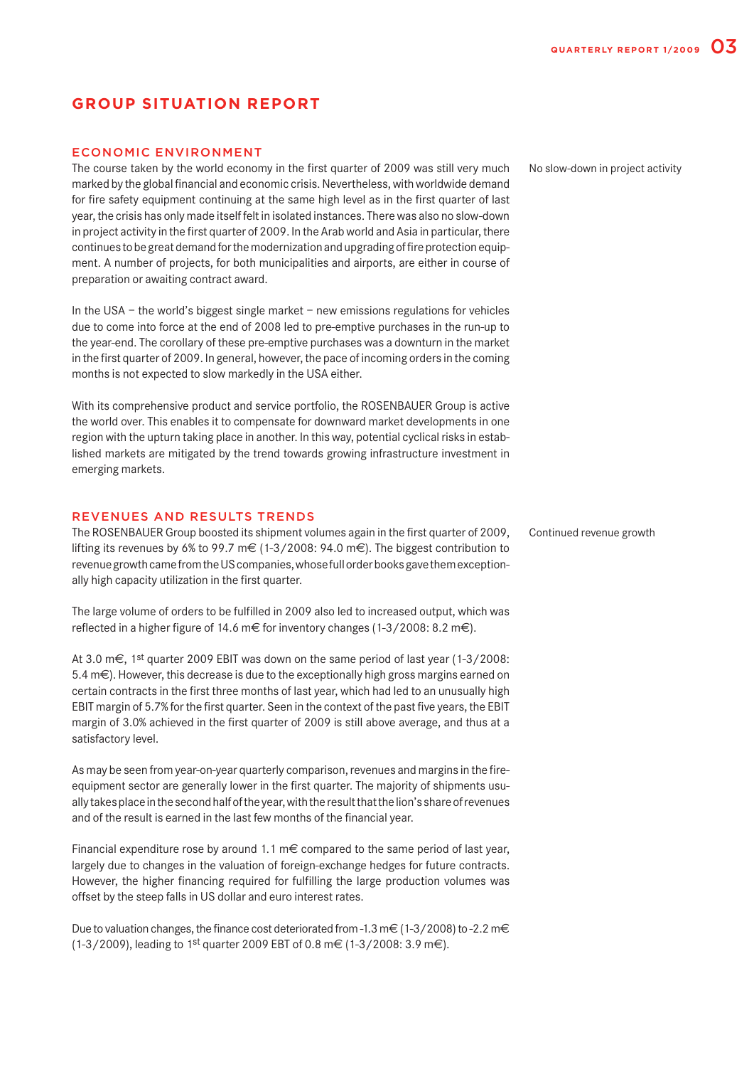# GROUP SITUATION REPORT

## ECONOMIC ENVIRONMENT

No slow-down in project activity

The course taken by the world economy in the first quarter of 2009 was still very much marked by the global financial and economic crisis. Nevertheless, with worldwide demand for fire safety equipment continuing at the same high level as in the first quarter of last year, the crisis has only made itself felt in isolated instances. There was also no slow-down in project activity in the first quarter of 2009. In the Arab world and Asia in particular, there continues to be great demand for the modernization and upgrading of fire protection equipment. A number of projects, for both municipalities and airports, are either in course of preparation or awaiting contract award.

In the USA – the world's biggest single market – new emissions regulations for vehicles due to come into force at the end of 2008 led to pre-emptive purchases in the run-up to the year-end. The corollary of these pre-emptive purchases was a downturn in the market in the first quarter of 2009. In general, however, the pace of incoming orders in the coming months is not expected to slow markedly in the USA either.

With its comprehensive product and service portfolio, the ROSENBAUER Group is active the world over. This enables it to compensate for downward market developments in one region with the upturn taking place in another. In this way, potential cyclical risks in established markets are mitigated by the trend towards growing infrastructure investment in emerging markets.

## REVENUES AND RESULTS TRENDS

Continued revenue growth

The ROSENBAUER Group boosted its shipment volumes again in the first quarter of 2009, lifting its revenues by 6% to 99.7 m€ (1-3/2008: 94.0 m€). The biggest contribution to revenue growth came from the US companies, whose full order books gave them exceptionally high capacity utilization in the first quarter.

The large volume of orders to be fulfilled in 2009 also led to increased output, which was reflected in a higher figure of 14.6 m€ for inventory changes (1-3/2008: 8.2 m€).

At 3.0 m€, 1st quarter 2009 EBIT was down on the same period of last year (1-3/2008: 5.4 m€). However, this decrease is due to the exceptionally high gross margins earned on certain contracts in the first three months of last year, which had led to an unusually high EBIT margin of 5.7% for the first quarter. Seen in the context of the past five years, the EBIT margin of 3.0% achieved in the first quarter of 2009 is still above average, and thus at a satisfactory level.

As may be seen from year-on-year quarterly comparison, revenues and margins in the fire-equipment sector are generally lower in the first quarter. The majority of shipments usually takes place in the second half of the year, with the result that the lion's share of revenues and of the result is earned in the last few months of the financial year.

Financial expenditure rose by around 1.1 m€ compared to the same period of last year, largely due to changes in the valuation of foreign-exchange hedges for future contracts. However, the higher financing required for fulfilling the large production volumes was offset by the steep falls in US dollar and euro interest rates.

Due to valuation changes, the finance cost deteriorated from -1.3 m€ (1-3/2008) to -2.2 m€ (1-3/2009), leading to 1st quarter 2009 EBT of 0.8 m€ (1-3/2008: 3.9 m€).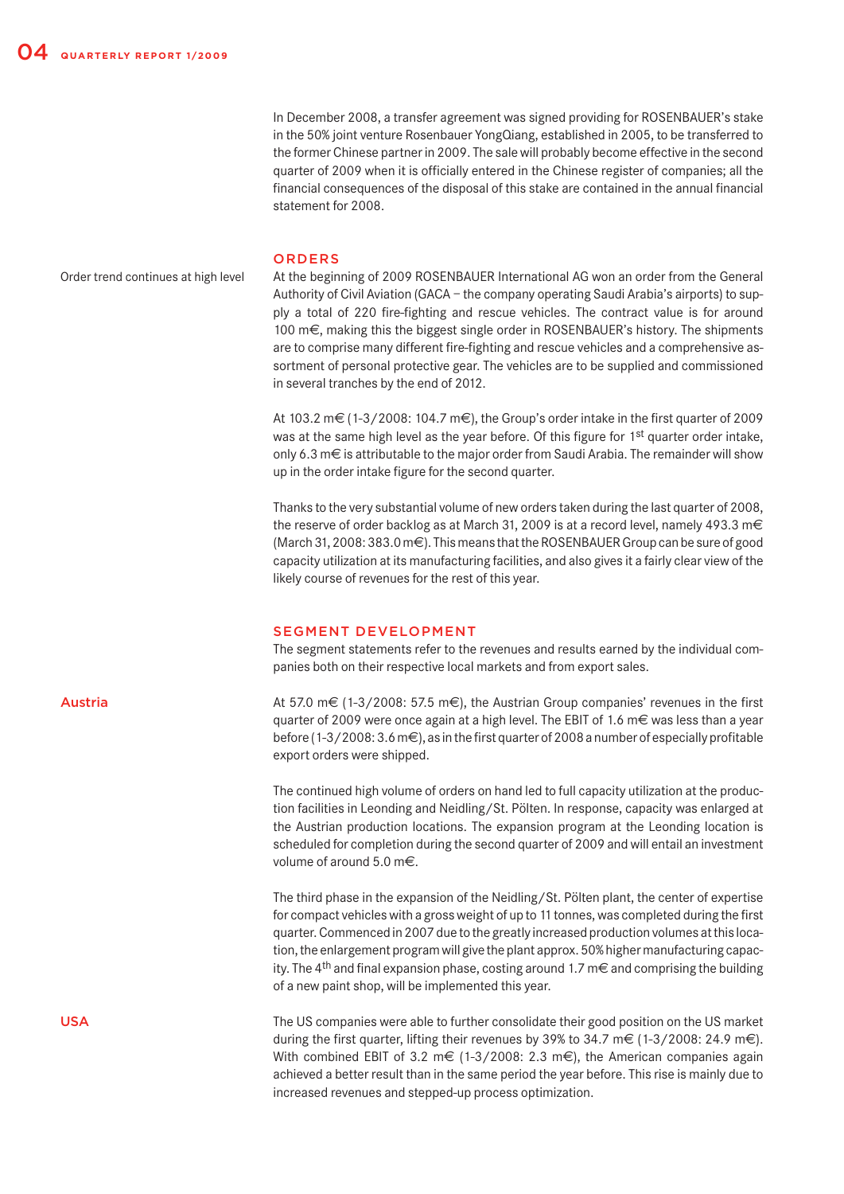In December 2008, a transfer agreement was signed providing for ROSENBAUER's stake in the 50% joint venture Rosenbauer YongQiang, established in 2005, to be transferred to the former Chinese partner in 2009. The sale will probably become effective in the second quarter of 2009 when it is officially entered in the Chinese register of companies; all the financial consequences of the disposal of this stake are contained in the annual financial statement for 2008.

## ORDERS

Order trend continues at high level

At the beginning of 2009 ROSENBAUER International AG won an order from the General Authority of Civil Aviation (GACA – the company operating Saudi Arabia's airports) to supply a total of 220 fire-fighting and rescue vehicles. The contract value is for around 100 m€, making this the biggest single order in ROSENBAUER's history. The shipments are to comprise many different fire-fighting and rescue vehicles and a comprehensive assortment of personal protective gear. The vehicles are to be supplied and commissioned in several tranches by the end of 2012.

At 103.2 m€ (1-3/2008: 104.7 m€), the Group's order intake in the first quarter of 2009 was at the same high level as the year before. Of this figure for 1st quarter order intake, only 6.3 m€ is attributable to the major order from Saudi Arabia. The remainder will show up in the order intake figure for the second quarter.

Thanks to the very substantial volume of new orders taken during the last quarter of 2008, the reserve of order backlog as at March 31, 2009 is at a record level, namely 493.3 m€ (March 31, 2008: 383.0 m€). This means that the ROSENBAUER Group can be sure of good capacity utilization at its manufacturing facilities, and also gives it a fairly clear view of the likely course of revenues for the rest of this year.

## SEGMENT DEVELOPMENT

The segment statements refer to the revenues and results earned by the individual companies both on their respective local markets and from export sales.

### Austria

At 57.0 m€ (1-3/2008: 57.5 m€), the Austrian Group companies' revenues in the first quarter of 2009 were once again at a high level. The EBIT of 1.6 m€ was less than a year before (1-3/2008: 3.6 m€), as in the first quarter of 2008 a number of especially profitable export orders were shipped.

The continued high volume of orders on hand led to full capacity utilization at the production facilities in Leonding and Neidling/St. Pölten. In response, capacity was enlarged at the Austrian production locations. The expansion program at the Leonding location is scheduled for completion during the second quarter of 2009 and will entail an investment volume of around 5.0 m€.

The third phase in the expansion of the Neidling/St. Pölten plant, the center of expertise for compact vehicles with a gross weight of up to 11 tonnes, was completed during the first quarter. Commenced in 2007 due to the greatly increased production volumes at this location, the enlargement program will give the plant approx. 50% higher manufacturing capacity. The 4th and final expansion phase, costing around 1.7 m€ and comprising the building of a new paint shop, will be implemented this year.

### USA

The US companies were able to further consolidate their good position on the US market during the first quarter, lifting their revenues by 39% to 34.7 m€ (1-3/2008: 24.9 m€). With combined EBIT of 3.2 m€ (1-3/2008: 2.3 m€), the American companies again achieved a better result than in the same period the year before. This rise is mainly due to increased revenues and stepped-up process optimization.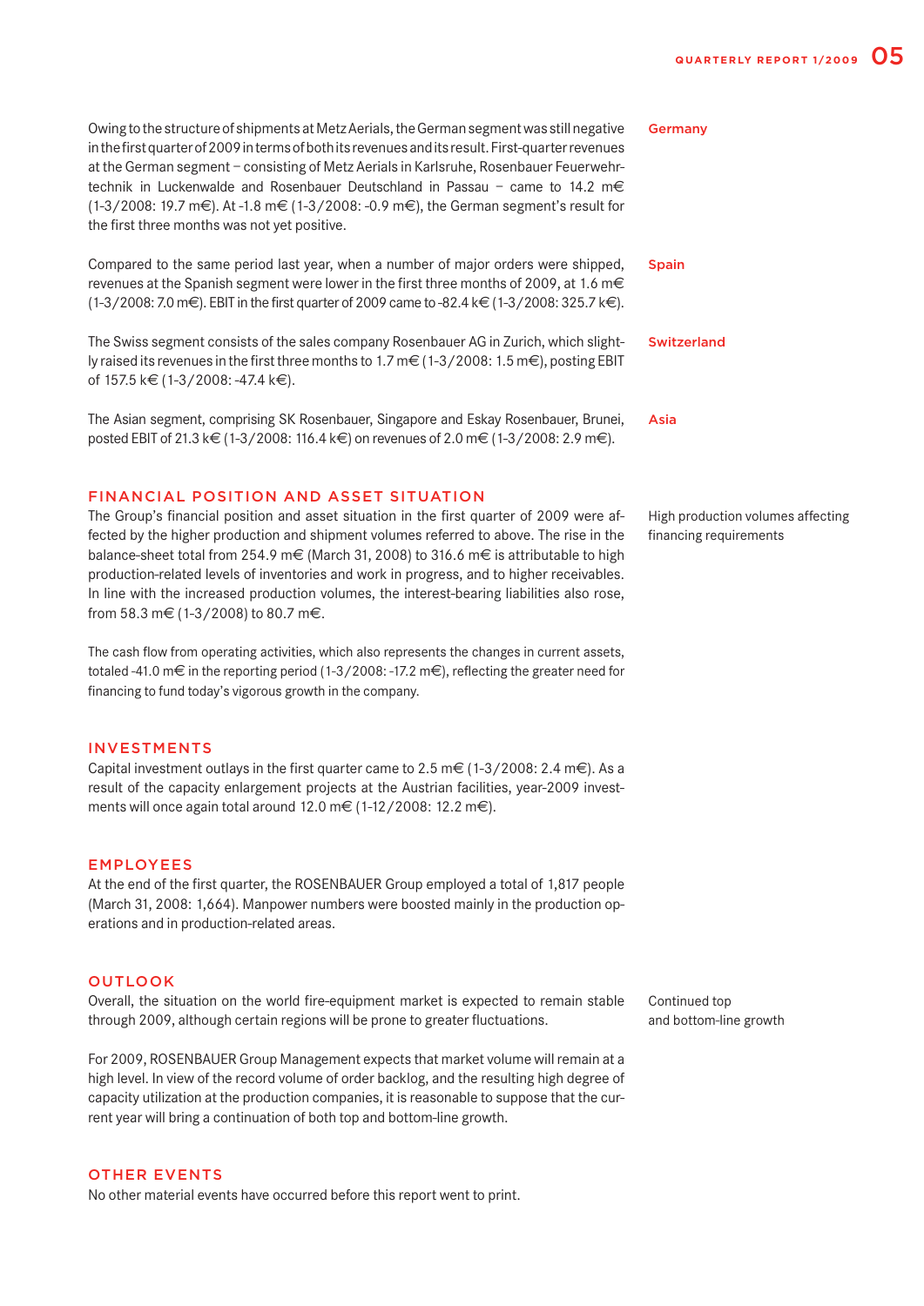**Germany**

Owing to the structure of shipments at Metz Aerials, the German segment was still negative in the first quarter of 2009 in terms of both its revenues and its result. First-quarter revenues at the German segment – consisting of Metz Aerials in Karlsruhe, Rosenbauer Feuerwehrtechnik in Luckenwalde and Rosenbauer Deutschland in Passau – came to 14.2 m€ (1-3/2008: 19.7 m€). At -1.8 m€ (1-3/2008: -0.9 m€), the German segment's result for the first three months was not yet positive.

**Spain**

Compared to the same period last year, when a number of major orders were shipped, revenues at the Spanish segment were lower in the first three months of 2009, at 1.6 m€ (1-3/2008: 7.0 m€). EBIT in the first quarter of 2009 came to -82.4 k€ (1-3/2008: 325.7 k€).

**Switzerland**

The Swiss segment consists of the sales company Rosenbauer AG in Zurich, which slightly raised its revenues in the first three months to 1.7 m€ (1-3/2008: 1.5 m€), posting EBIT of 157.5 k€ (1-3/2008: -47.4 k€).

**Asia**

The Asian segment, comprising SK Rosenbauer, Singapore and Eskay Rosenbauer, Brunei, posted EBIT of 21.3 k€ (1-3/2008: 116.4 k€) on revenues of 2.0 m€ (1-3/2008: 2.9 m€).

## FINANCIAL POSITION AND ASSET SITUATION

*High production volumes affecting financing requirements*

The Group's financial position and asset situation in the first quarter of 2009 were affected by the higher production and shipment volumes referred to above. The rise in the balance-sheet total from 254.9 m€ (March 31, 2008) to 316.6 m€ is attributable to high production-related levels of inventories and work in progress, and to higher receivables. In line with the increased production volumes, the interest-bearing liabilities also rose, from 58.3 m€ (1-3/2008) to 80.7 m€.

The cash flow from operating activities, which also represents the changes in current assets, totaled -41.0 m€ in the reporting period (1-3/2008: -17.2 m€), reflecting the greater need for financing to fund today's vigorous growth in the company.

## INVESTMENTS

Capital investment outlays in the first quarter came to 2.5 m€ (1-3/2008: 2.4 m€). As a result of the capacity enlargement projects at the Austrian facilities, year-2009 investments will once again total around 12.0 m€ (1-12/2008: 12.2 m€).

## EMPLOYEES

At the end of the first quarter, the ROSENBAUER Group employed a total of 1,817 people (March 31, 2008: 1,664). Manpower numbers were boosted mainly in the production operations and in production-related areas.

## OUTLOOK

*Continued top and bottom-line growth*

Overall, the situation on the world fire-equipment market is expected to remain stable through 2009, although certain regions will be prone to greater fluctuations.

For 2009, ROSENBAUER Group Management expects that market volume will remain at a high level. In view of the record volume of order backlog, and the resulting high degree of capacity utilization at the production companies, it is reasonable to suppose that the current year will bring a continuation of both top and bottom-line growth.

## OTHER EVENTS

No other material events have occurred before this report went to print.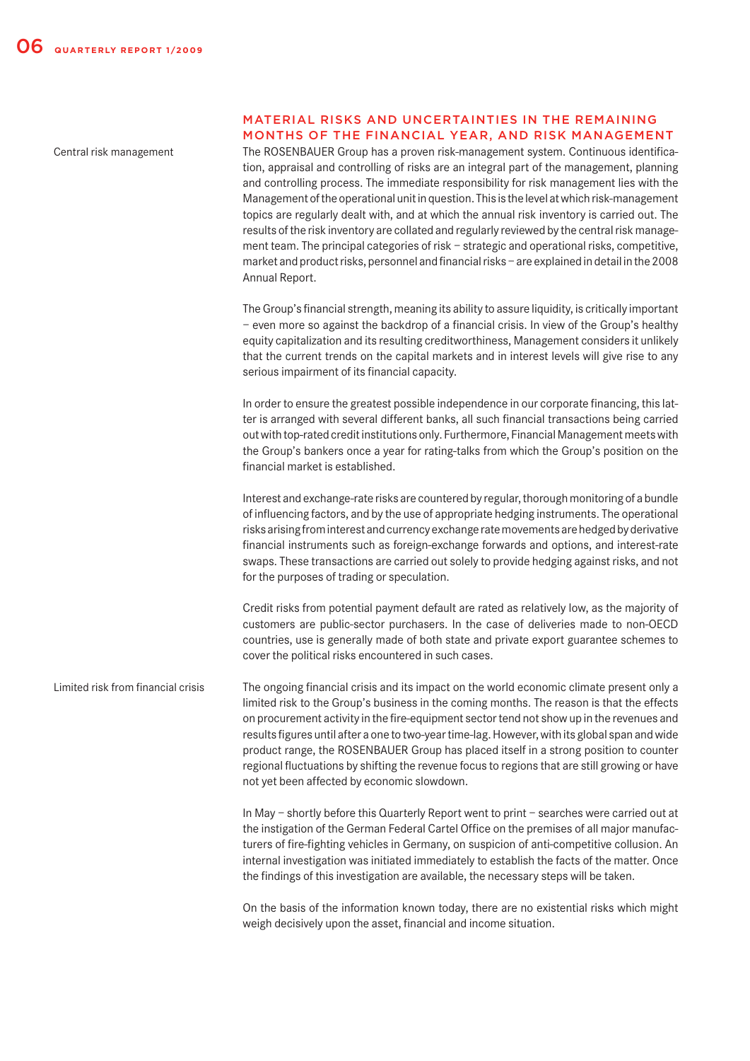## MATERIAL RISKS AND UNCERTAINTIES IN THE REMAINING MONTHS OF THE FINANCIAL YEAR, AND RISK MANAGEMENT

Central risk management

The ROSENBAUER Group has a proven risk-management system. Continuous identification, appraisal and controlling of risks are an integral part of the management, planning and controlling process. The immediate responsibility for risk management lies with the Management of the operational unit in question. This is the level at which risk-management topics are regularly dealt with, and at which the annual risk inventory is carried out. The results of the risk inventory are collated and regularly reviewed by the central risk management team. The principal categories of risk – strategic and operational risks, competitive, market and product risks, personnel and financial risks – are explained in detail in the 2008 Annual Report.

The Group's financial strength, meaning its ability to assure liquidity, is critically important – even more so against the backdrop of a financial crisis. In view of the Group's healthy equity capitalization and its resulting creditworthiness, Management considers it unlikely that the current trends on the capital markets and in interest levels will give rise to any serious impairment of its financial capacity.

In order to ensure the greatest possible independence in our corporate financing, this latter is arranged with several different banks, all such financial transactions being carried out with top-rated credit institutions only. Furthermore, Financial Management meets with the Group's bankers once a year for rating-talks from which the Group's position on the financial market is established.

Interest and exchange-rate risks are countered by regular, thorough monitoring of a bundle of influencing factors, and by the use of appropriate hedging instruments. The operational risks arising from interest and currency exchange rate movements are hedged by derivative financial instruments such as foreign-exchange forwards and options, and interest-rate swaps. These transactions are carried out solely to provide hedging against risks, and not for the purposes of trading or speculation.

Credit risks from potential payment default are rated as relatively low, as the majority of customers are public-sector purchasers. In the case of deliveries made to non-OECD countries, use is generally made of both state and private export guarantee schemes to cover the political risks encountered in such cases.

Limited risk from financial crisis

The ongoing financial crisis and its impact on the world economic climate present only a limited risk to the Group's business in the coming months. The reason is that the effects on procurement activity in the fire-equipment sector tend not show up in the revenues and results figures until after a one to two-year time-lag. However, with its global span and wide product range, the ROSENBAUER Group has placed itself in a strong position to counter regional fluctuations by shifting the revenue focus to regions that are still growing or have not yet been affected by economic slowdown.

In May – shortly before this Quarterly Report went to print – searches were carried out at the instigation of the German Federal Cartel Office on the premises of all major manufacturers of fire-fighting vehicles in Germany, on suspicion of anti-competitive collusion. An internal investigation was initiated immediately to establish the facts of the matter. Once the findings of this investigation are available, the necessary steps will be taken.

On the basis of the information known today, there are no existential risks which might weigh decisively upon the asset, financial and income situation.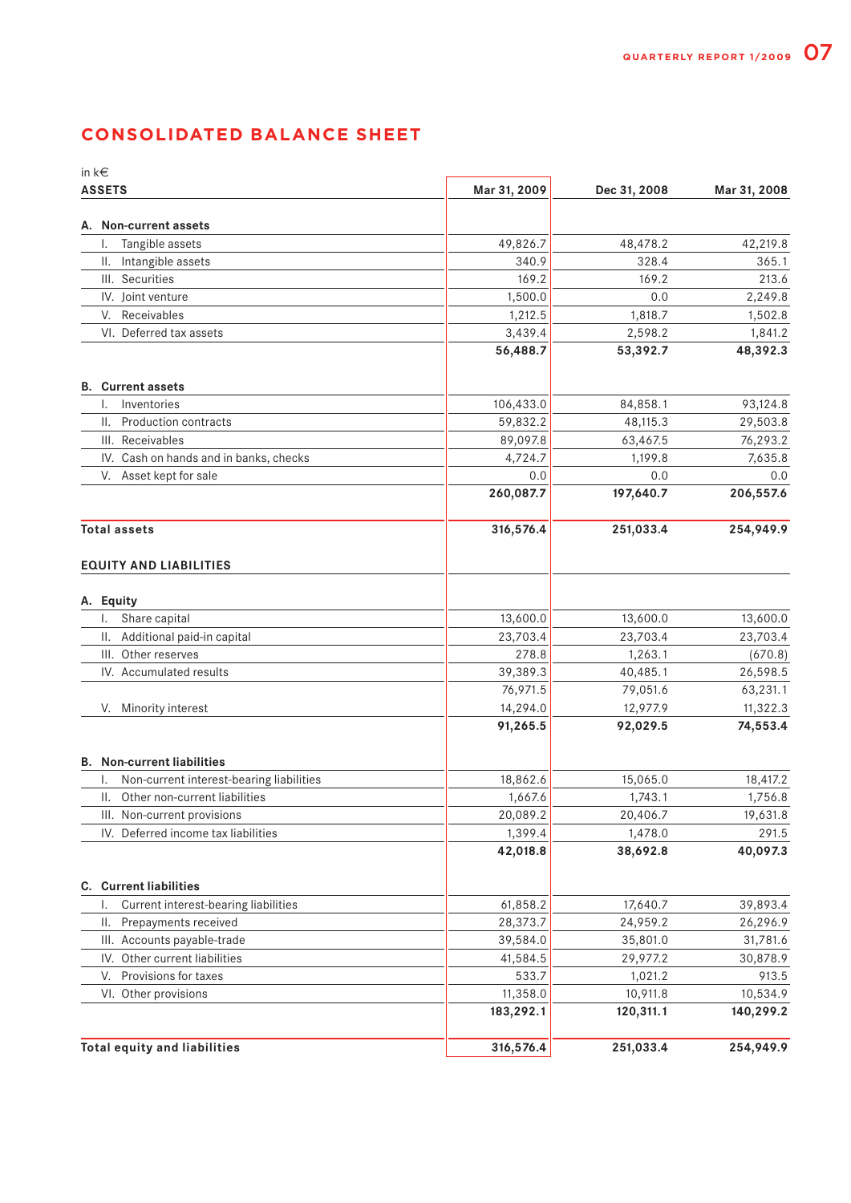# CONSOLIDATED BALANCE SHEET

in k€

| ASSETS | Mar 31, 2009 | Dec 31, 2008 | Mar 31, 2008 |
|---|---|---|---|
| **A. Non-current assets** | | | |
| I. Tangible assets | 49,826.7 | 48,478.2 | 42,219.8 |
| II. Intangible assets | 340.9 | 328.4 | 365.1 |
| III. Securities | 169.2 | 169.2 | 213.6 |
| IV. Joint venture | 1,500.0 | 0.0 | 2,249.8 |
| V. Receivables | 1,212.5 | 1,818.7 | 1,502.8 |
| VI. Deferred tax assets | 3,439.4 | 2,598.2 | 1,841.2 |
| | **56,488.7** | **53,392.7** | **48,392.3** |
| **B. Current assets** | | | |
| I. Inventories | 106,433.0 | 84,858.1 | 93,124.8 |
| II. Production contracts | 59,832.2 | 48,115.3 | 29,503.8 |
| III. Receivables | 89,097.8 | 63,467.5 | 76,293.2 |
| IV. Cash on hands and in banks, checks | 4,724.7 | 1,199.8 | 7,635.8 |
| V. Asset kept for sale | 0.0 | 0.0 | 0.0 |
| | **260,087.7** | **197,640.7** | **206,557.6** |
| **Total assets** | **316,576.4** | **251,033.4** | **254,949.9** |

| EQUITY AND LIABILITIES | Mar 31, 2009 | Dec 31, 2008 | Mar 31, 2008 |
|---|---|---|---|
| **A. Equity** | | | |
| I. Share capital | 13,600.0 | 13,600.0 | 13,600.0 |
| II. Additional paid-in capital | 23,703.4 | 23,703.4 | 23,703.4 |
| III. Other reserves | 278.8 | 1,263.1 | (670.8) |
| IV. Accumulated results | 39,389.3 | 40,485.1 | 26,598.5 |
| | 76,971.5 | 79,051.6 | 63,231.1 |
| V. Minority interest | 14,294.0 | 12,977.9 | 11,322.3 |
| | **91,265.5** | **92,029.5** | **74,553.4** |
| **B. Non-current liabilities** | | | |
| I. Non-current interest-bearing liabilities | 18,862.6 | 15,065.0 | 18,417.2 |
| II. Other non-current liabilities | 1,667.6 | 1,743.1 | 1,756.8 |
| III. Non-current provisions | 20,089.2 | 20,406.7 | 19,631.8 |
| IV. Deferred income tax liabilities | 1,399.4 | 1,478.0 | 291.5 |
| | **42,018.8** | **38,692.8** | **40,097.3** |
| **C. Current liabilities** | | | |
| I. Current interest-bearing liabilities | 61,858.2 | 17,640.7 | 39,893.4 |
| II. Prepayments received | 28,373.7 | 24,959.2 | 26,296.9 |
| III. Accounts payable-trade | 39,584.0 | 35,801.0 | 31,781.6 |
| IV. Other current liabilities | 41,584.5 | 29,977.2 | 30,878.9 |
| V. Provisions for taxes | 533.7 | 1,021.2 | 913.5 |
| VI. Other provisions | 11,358.0 | 10,911.8 | 10,534.9 |
| | **183,292.1** | **120,311.1** | **140,299.2** |
| **Total equity and liabilities** | **316,576.4** | **251,033.4** | **254,949.9** |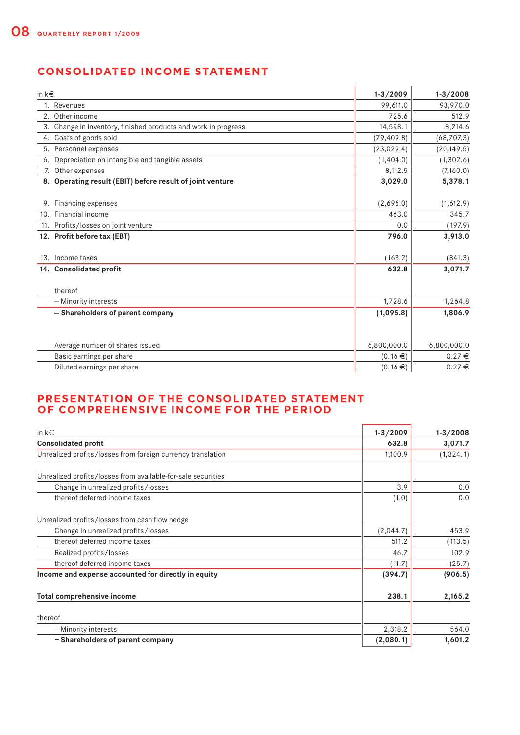## CONSOLIDATED INCOME STATEMENT

| in k€ | 1-3/2009 | 1-3/2008 |
|---|---|---|
| 1. Revenues | 99,611.0 | 93,970.0 |
| 2. Other income | 725.6 | 512.9 |
| 3. Change in inventory, finished products and work in progress | 14,598.1 | 8,214.6 |
| 4. Costs of goods sold | (79,409.8) | (68,707.3) |
| 5. Personnel expenses | (23,029.4) | (20,149.5) |
| 6. Depreciation on intangible and tangible assets | (1,404.0) | (1,302.6) |
| 7. Other expenses | 8,112.5 | (7,160.0) |
| **8. Operating result (EBIT) before result of joint venture** | **3,029.0** | **5,378.1** |
| 9. Financing expenses | (2,696.0) | (1,612.9) |
| 10. Financial income | 463.0 | 345.7 |
| 11. Profits/losses on joint venture | 0.0 | (197.9) |
| **12. Profit before tax (EBT)** | **796.0** | **3,913.0** |
| 13. Income taxes | (163.2) | (841.3) |
| **14. Consolidated profit** | **632.8** | **3,071.7** |
| thereof | | |
| – Minority interests | 1,728.6 | 1,264.8 |
| **– Shareholders of parent company** | **(1,095.8)** | **1,806.9** |
| Average number of shares issued | 6,800,000.0 | 6,800,000.0 |
| Basic earnings per share | (0.16 €) | 0.27 € |
| Diluted earnings per share | (0.16 €) | 0.27 € |

## PRESENTATION OF THE CONSOLIDATED STATEMENT OF COMPREHENSIVE INCOME FOR THE PERIOD

| in k€ | 1-3/2009 | 1-3/2008 |
|---|---|---|
| **Consolidated profit** | **632.8** | **3,071.7** |
| Unrealized profits/losses from foreign currency translation | 1,100.9 | (1,324.1) |
| Unrealized profits/losses from available-for-sale securities | | |
| Change in unrealized profits/losses | 3.9 | 0.0 |
| thereof deferred income taxes | (1.0) | 0.0 |
| Unrealized profits/losses from cash flow hedge | | |
| Change in unrealized profits/losses | (2,044.7) | 453.9 |
| thereof deferred income taxes | 511.2 | (113.5) |
| Realized profits/losses | 46.7 | 102.9 |
| thereof deferred income taxes | (11.7) | (25.7) |
| **Income and expense accounted for directly in equity** | **(394.7)** | **(906.5)** |
| **Total comprehensive income** | **238.1** | **2,165.2** |
| thereof | | |
| – Minority interests | 2,318.2 | 564.0 |
| **– Shareholders of parent company** | **(2,080.1)** | **1,601.2** |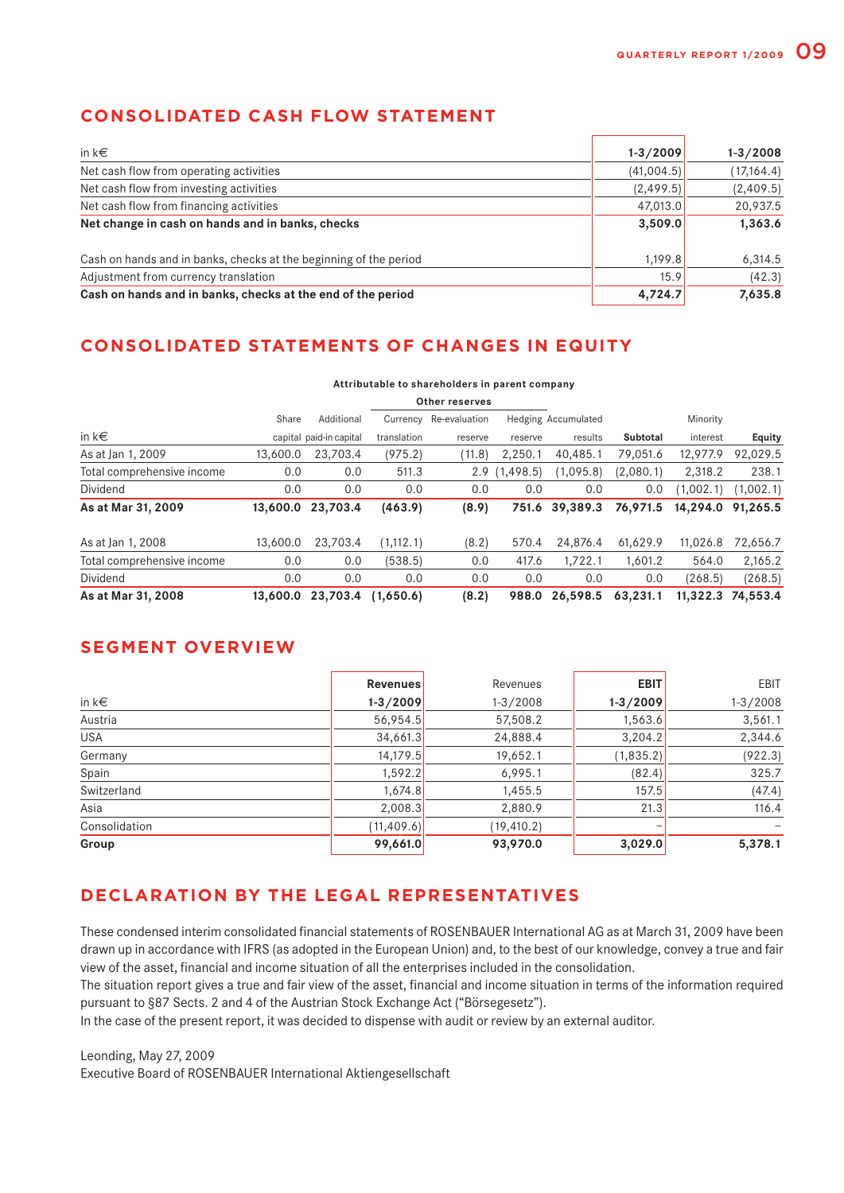## CONSOLIDATED CASH FLOW STATEMENT

| in k€ | 1-3/2009 | 1-3/2008 |
|---|---|---|
| Net cash flow from operating activities | (41,004.5) | (17,164.4) |
| Net cash flow from investing activities | (2,499.5) | (2,409.5) |
| Net cash flow from financing activities | 47,013.0 | 20,937.5 |
| **Net change in cash on hands and in banks, checks** | **3,509.0** | **1,363.6** |
| | | |
| Cash on hands and in banks, checks at the beginning of the period | 1,199.8 | 6,314.5 |
| Adjustment from currency translation | 15.9 | (42.3) |
| **Cash on hands and in banks, checks at the end of the period** | **4,724.7** | **7,635.8** |

## CONSOLIDATED STATEMENTS OF CHANGES IN EQUITY

| | Attributable to shareholders in parent company | | | | | | | | |
|---|---|---|---|---|---|---|---|---|---|
| | | | Other reserves | | | | | | |
| in k€ | Share capital | Additional paid-in capital | Currency translation | Re-evaluation reserve | Hedging reserve | Accumulated results | **Subtotal** | Minority interest | **Equity** |
| As at Jan 1, 2009 | 13,600.0 | 23,703.4 | (975.2) | (11.8) | 2,250.1 | 40,485.1 | 79,051.6 | 12,977.9 | 92,029.5 |
| Total comprehensive income | 0.0 | 0.0 | 511.3 | 2.9 | (1,498.5) | (1,095.8) | (2,080.1) | 2,318.2 | 238.1 |
| Dividend | 0.0 | 0.0 | 0.0 | 0.0 | 0.0 | 0.0 | 0.0 | (1,002.1) | (1,002.1) |
| **As at Mar 31, 2009** | **13,600.0** | **23,703.4** | **(463.9)** | **(8.9)** | **751.6** | **39,389.3** | **76,971.5** | **14,294.0** | **91,265.5** |
| | | | | | | | | | |
| As at Jan 1, 2008 | 13,600.0 | 23,703.4 | (1,112.1) | (8.2) | 570.4 | 24,876.4 | 61,629.9 | 11,026.8 | 72,656.7 |
| Total comprehensive income | 0.0 | 0.0 | (538.5) | 0.0 | 417.6 | 1,722.1 | 1,601.2 | 564.0 | 2,165.2 |
| Dividend | 0.0 | 0.0 | 0.0 | 0.0 | 0.0 | 0.0 | 0.0 | (268.5) | (268.5) |
| **As at Mar 31, 2008** | **13,600.0** | **23,703.4** | **(1,650.6)** | **(8.2)** | **988.0** | **26,598.5** | **63,231.1** | **11,322.3** | **74,553.4** |

## SEGMENT OVERVIEW

| in k€ | **Revenues 1-3/2009** | Revenues 1-3/2008 | **EBIT 1-3/2009** | EBIT 1-3/2008 |
|---|---|---|---|---|
| Austria | 56,954.5 | 57,508.2 | 1,563.6 | 3,561.1 |
| USA | 34,661.3 | 24,888.4 | 3,204.2 | 2,344.6 |
| Germany | 14,179.5 | 19,652.1 | (1,835.2) | (922.3) |
| Spain | 1,592.2 | 6,995.1 | (82.4) | 325.7 |
| Switzerland | 1,674.8 | 1,455.5 | 157.5 | (47.4) |
| Asia | 2,008.3 | 2,880.9 | 21.3 | 116.4 |
| Consolidation | (11,409.6) | (19,410.2) | – | – |
| **Group** | **99,661.0** | **93,970.0** | **3,029.0** | **5,378.1** |

## DECLARATION BY THE LEGAL REPRESENTATIVES

These condensed interim consolidated financial statements of ROSENBAUER International AG as at March 31, 2009 have been drawn up in accordance with IFRS (as adopted in the European Union) and, to the best of our knowledge, convey a true and fair view of the asset, financial and income situation of all the enterprises included in the consolidation.
The situation report gives a true and fair view of the asset, financial and income situation in terms of the information required pursuant to §87 Sects. 2 and 4 of the Austrian Stock Exchange Act ("Börsegesetz").
In the case of the present report, it was decided to dispense with audit or review by an external auditor.

Leonding, May 27, 2009
Executive Board of ROSENBAUER International Aktiengesellschaft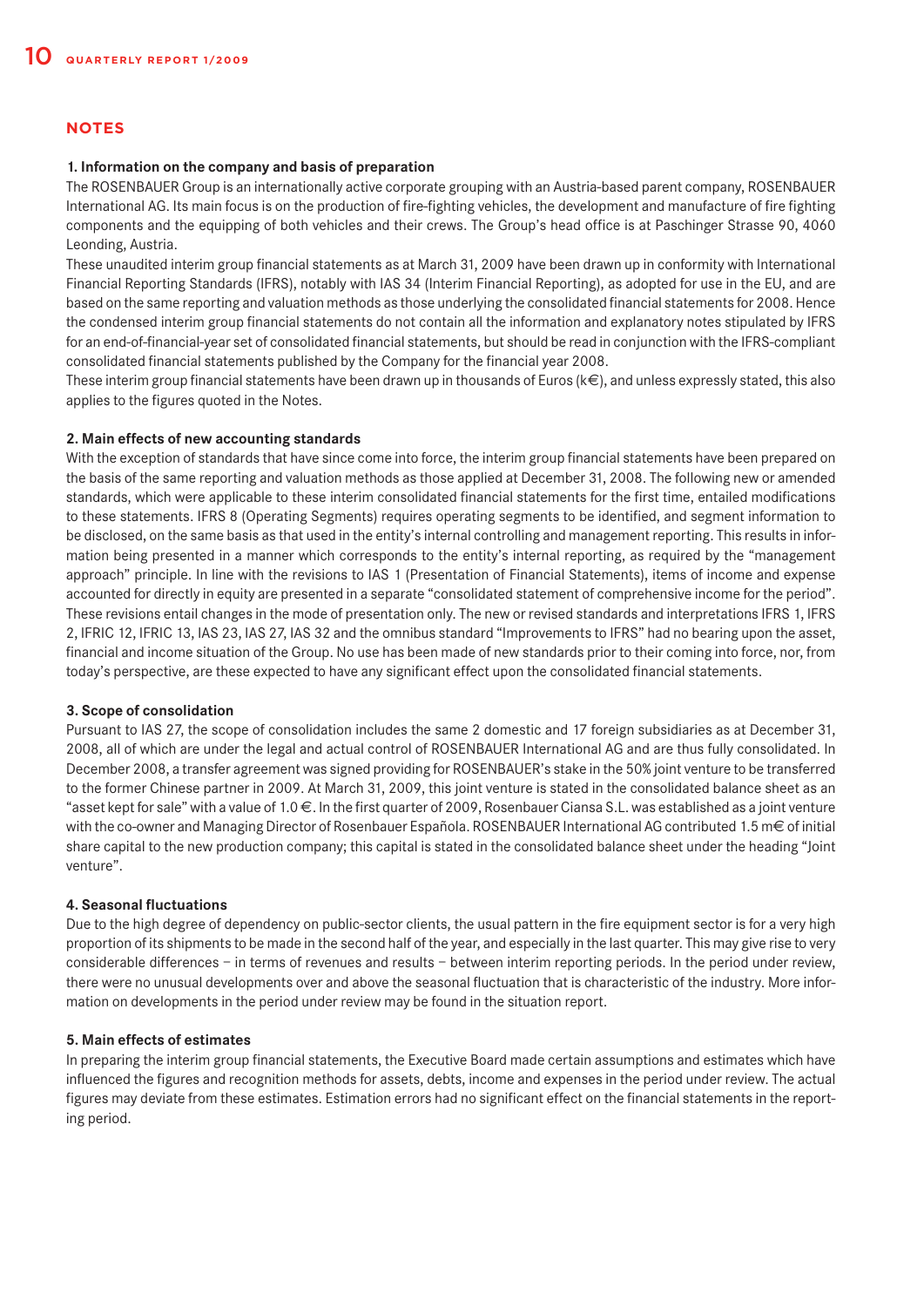## NOTES

### 1. Information on the company and basis of preparation

The ROSENBAUER Group is an internationally active corporate grouping with an Austria-based parent company, ROSENBAUER International AG. Its main focus is on the production of fire-fighting vehicles, the development and manufacture of fire fighting components and the equipping of both vehicles and their crews. The Group's head office is at Paschinger Strasse 90, 4060 Leonding, Austria.

These unaudited interim group financial statements as at March 31, 2009 have been drawn up in conformity with International Financial Reporting Standards (IFRS), notably with IAS 34 (Interim Financial Reporting), as adopted for use in the EU, and are based on the same reporting and valuation methods as those underlying the consolidated financial statements for 2008. Hence the condensed interim group financial statements do not contain all the information and explanatory notes stipulated by IFRS for an end-of-financial-year set of consolidated financial statements, but should be read in conjunction with the IFRS-compliant consolidated financial statements published by the Company for the financial year 2008.

These interim group financial statements have been drawn up in thousands of Euros (k€), and unless expressly stated, this also applies to the figures quoted in the Notes.

### 2. Main effects of new accounting standards

With the exception of standards that have since come into force, the interim group financial statements have been prepared on the basis of the same reporting and valuation methods as those applied at December 31, 2008. The following new or amended standards, which were applicable to these interim consolidated financial statements for the first time, entailed modifications to these statements. IFRS 8 (Operating Segments) requires operating segments to be identified, and segment information to be disclosed, on the same basis as that used in the entity's internal controlling and management reporting. This results in information being presented in a manner which corresponds to the entity's internal reporting, as required by the "management approach" principle. In line with the revisions to IAS 1 (Presentation of Financial Statements), items of income and expense accounted for directly in equity are presented in a separate "consolidated statement of comprehensive income for the period". These revisions entail changes in the mode of presentation only. The new or revised standards and interpretations IFRS 1, IFRS 2, IFRIC 12, IFRIC 13, IAS 23, IAS 27, IAS 32 and the omnibus standard "Improvements to IFRS" had no bearing upon the asset, financial and income situation of the Group. No use has been made of new standards prior to their coming into force, nor, from today's perspective, are these expected to have any significant effect upon the consolidated financial statements.

### 3. Scope of consolidation

Pursuant to IAS 27, the scope of consolidation includes the same 2 domestic and 17 foreign subsidiaries as at December 31, 2008, all of which are under the legal and actual control of ROSENBAUER International AG and are thus fully consolidated. In December 2008, a transfer agreement was signed providing for ROSENBAUER's stake in the 50% joint venture to be transferred to the former Chinese partner in 2009. At March 31, 2009, this joint venture is stated in the consolidated balance sheet as an "asset kept for sale" with a value of 1.0 €. In the first quarter of 2009, Rosenbauer Ciansa S.L. was established as a joint venture with the co-owner and Managing Director of Rosenbauer Española. ROSENBAUER International AG contributed 1.5 m€ of initial share capital to the new production company; this capital is stated in the consolidated balance sheet under the heading "Joint venture".

### 4. Seasonal fluctuations

Due to the high degree of dependency on public-sector clients, the usual pattern in the fire equipment sector is for a very high proportion of its shipments to be made in the second half of the year, and especially in the last quarter. This may give rise to very considerable differences – in terms of revenues and results – between interim reporting periods. In the period under review, there were no unusual developments over and above the seasonal fluctuation that is characteristic of the industry. More information on developments in the period under review may be found in the situation report.

### 5. Main effects of estimates

In preparing the interim group financial statements, the Executive Board made certain assumptions and estimates which have influenced the figures and recognition methods for assets, debts, income and expenses in the period under review. The actual figures may deviate from these estimates. Estimation errors had no significant effect on the financial statements in the reporting period.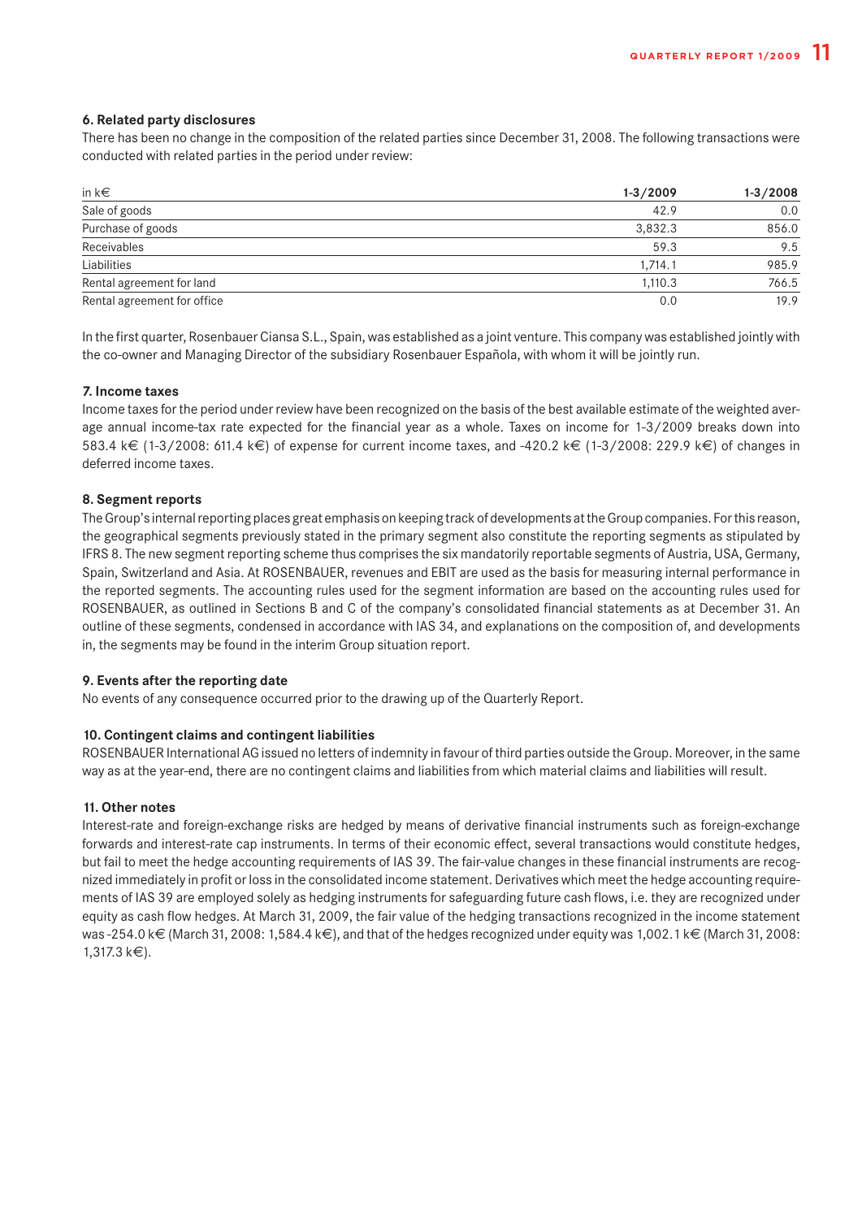### 6. Related party disclosures

There has been no change in the composition of the related parties since December 31, 2008. The following transactions were conducted with related parties in the period under review:

| in k€ | 1-3/2009 | 1-3/2008 |
|---|---|---|
| Sale of goods | 42.9 | 0.0 |
| Purchase of goods | 3,832.3 | 856.0 |
| Receivables | 59.3 | 9.5 |
| Liabilities | 1,714.1 | 985.9 |
| Rental agreement for land | 1,110.3 | 766.5 |
| Rental agreement for office | 0.0 | 19.9 |

In the first quarter, Rosenbauer Ciansa S.L., Spain, was established as a joint venture. This company was established jointly with the co-owner and Managing Director of the subsidiary Rosenbauer Española, with whom it will be jointly run.

### 7. Income taxes

Income taxes for the period under review have been recognized on the basis of the best available estimate of the weighted average annual income-tax rate expected for the financial year as a whole. Taxes on income for 1-3/2009 breaks down into 583.4 k€ (1-3/2008: 611.4 k€) of expense for current income taxes, and -420.2 k€ (1-3/2008: 229.9 k€) of changes in deferred income taxes.

### 8. Segment reports

The Group's internal reporting places great emphasis on keeping track of developments at the Group companies. For this reason, the geographical segments previously stated in the primary segment also constitute the reporting segments as stipulated by IFRS 8. The new segment reporting scheme thus comprises the six mandatorily reportable segments of Austria, USA, Germany, Spain, Switzerland and Asia. At ROSENBAUER, revenues and EBIT are used as the basis for measuring internal performance in the reported segments. The accounting rules used for the segment information are based on the accounting rules used for ROSENBAUER, as outlined in Sections B and C of the company's consolidated financial statements as at December 31. An outline of these segments, condensed in accordance with IAS 34, and explanations on the composition of, and developments in, the segments may be found in the interim Group situation report.

### 9. Events after the reporting date

No events of any consequence occurred prior to the drawing up of the Quarterly Report.

### 10. Contingent claims and contingent liabilities

ROSENBAUER International AG issued no letters of indemnity in favour of third parties outside the Group. Moreover, in the same way as at the year-end, there are no contingent claims and liabilities from which material claims and liabilities will result.

### 11. Other notes

Interest-rate and foreign-exchange risks are hedged by means of derivative financial instruments such as foreign-exchange forwards and interest-rate cap instruments. In terms of their economic effect, several transactions would constitute hedges, but fail to meet the hedge accounting requirements of IAS 39. The fair-value changes in these financial instruments are recognized immediately in profit or loss in the consolidated income statement. Derivatives which meet the hedge accounting requirements of IAS 39 are employed solely as hedging instruments for safeguarding future cash flows, i.e. they are recognized under equity as cash flow hedges. At March 31, 2009, the fair value of the hedging transactions recognized in the income statement was -254.0 k€ (March 31, 2008: 1,584.4 k€), and that of the hedges recognized under equity was 1,002.1 k€ (March 31, 2008: 1,317.3 k€).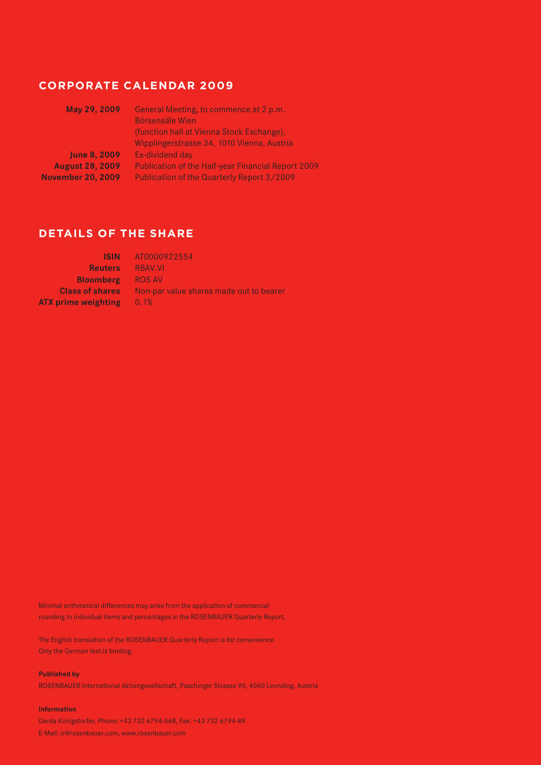## CORPORATE CALENDAR 2009

| | |
|---|---|
| **May 29, 2009** | General Meeting, to commence at 2 p.m. Börsensäle Wien (function hall at Vienna Stock Exchange), Wipplingerstrasse 34, 1010 Vienna, Austria |
| **June 8, 2009** | Ex-dividend day |
| **August 28, 2009** | Publication of the Half-year Financial Report 2009 |
| **November 20, 2009** | Publication of the Quarterly Report 3/2009 |

## DETAILS OF THE SHARE

| | |
|---|---|
| **ISIN** | AT0000922554 |
| **Reuters** | RBAV.VI |
| **Bloomberg** | ROS AV |
| **Class of shares** | Non-par value shares made out to bearer |
| **ATX prime weighting** | 0.1% |

Minimal arithmetical differences may arise from the application of commercial rounding to individual items and percentages in the ROSENBAUER Quarterly Report.

The English translation of the ROSENBAUER Quarterly Report is for convenience. Only the German text is binding.

**Published by**

ROSENBAUER International Aktiengesellschaft, Paschinger Strasse 90, 4060 Leonding, Austria

**Information**

Gerda Königstorfer, Phone: +43 732 6794-568, Fax: +43 732 6794-89
E-Mail: ir@rosenbauer.com, www.rosenbauer.com